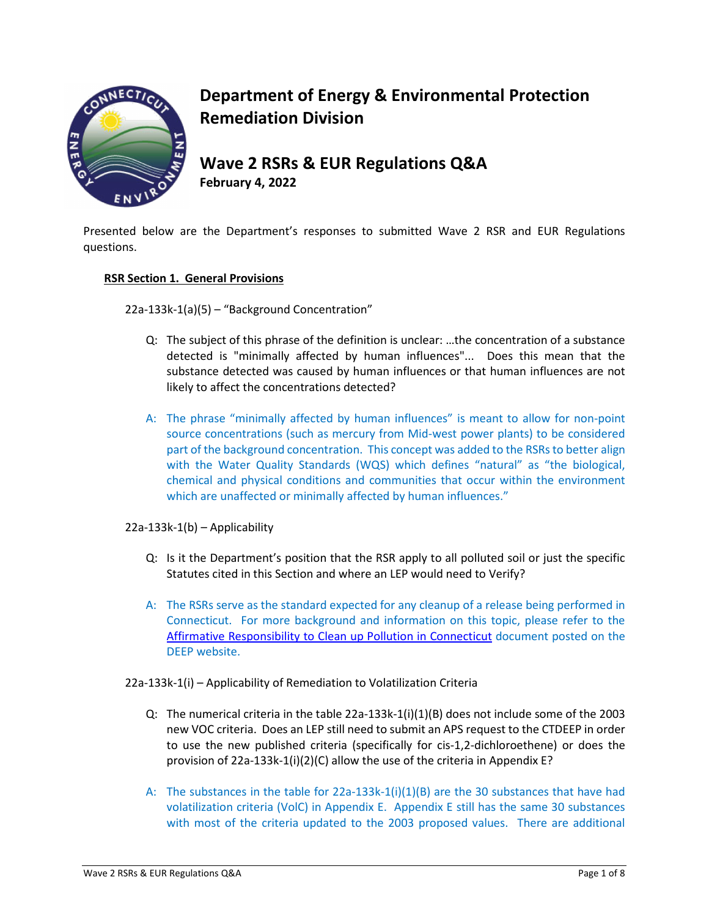# Department of Energy & Environmental Protection Remediation Division

## Wave 2 RSRs & EUR Regulations Q&A

**February 4, 2022**

Presented below are the Department's responses to submitted Wave 2 RSR and EUR Regulations questions.

### RSR Section 1. General Provisions

22a-133k-1(a)(5) – "Background Concentration"

Q: The subject of this phrase of the definition is unclear: …the concentration of a substance detected is "minimally affected by human influences"... Does this mean that the substance detected was caused by human influences or that human influences are not likely to affect the concentrations detected?

A: The phrase "minimally affected by human influences" is meant to allow for non-point source concentrations (such as mercury from Mid-west power plants) to be considered part of the background concentration. This concept was added to the RSRs to better align with the Water Quality Standards (WQS) which defines "natural" as "the biological, chemical and physical conditions and communities that occur within the environment which are unaffected or minimally affected by human influences."

22a-133k-1(b) – Applicability

Q: Is it the Department's position that the RSR apply to all polluted soil or just the specific Statutes cited in this Section and where an LEP would need to Verify?

A: The RSRs serve as the standard expected for any cleanup of a release being performed in Connecticut. For more background and information on this topic, please refer to the Affirmative Responsibility to Clean up Pollution in Connecticut document posted on the DEEP website.

22a-133k-1(i) – Applicability of Remediation to Volatilization Criteria

Q: The numerical criteria in the table 22a-133k-1(i)(1)(B) does not include some of the 2003 new VOC criteria. Does an LEP still need to submit an APS request to the CTDEEP in order to use the new published criteria (specifically for cis-1,2-dichloroethene) or does the provision of 22a-133k-1(i)(2)(C) allow the use of the criteria in Appendix E?

A: The substances in the table for 22a-133k-1(i)(1)(B) are the 30 substances that have had volatilization criteria (VolC) in Appendix E. Appendix E still has the same 30 substances with most of the criteria updated to the 2003 proposed values. There are additional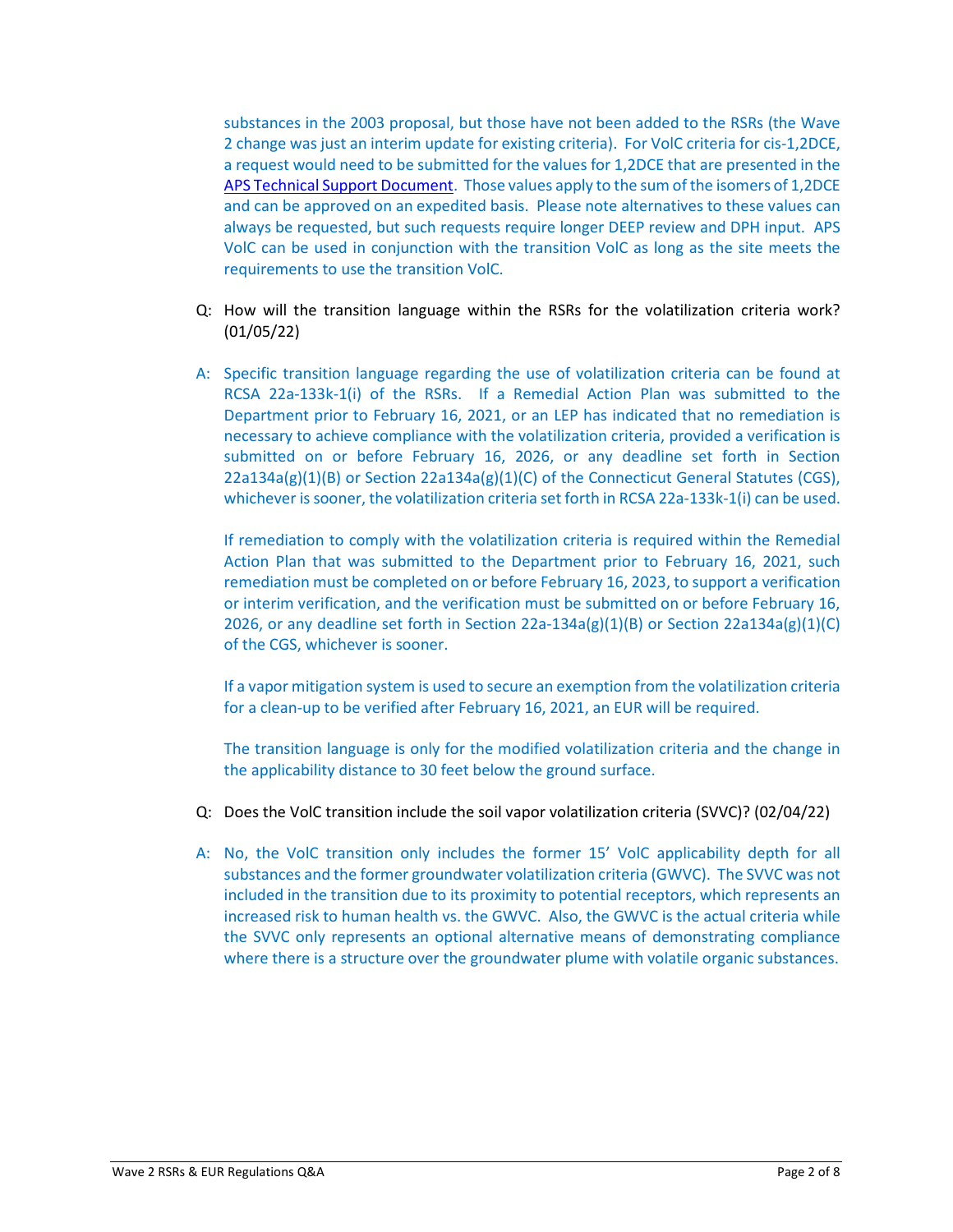substances in the 2003 proposal, but those have not been added to the RSRs (the Wave 2 change was just an interim update for existing criteria). For VolC criteria for cis-1,2DCE, a request would need to be submitted for the values for 1,2DCE that are presented in the [APS Technical Support Document](). Those values apply to the sum of the isomers of 1,2DCE and can be approved on an expedited basis. Please note alternatives to these values can always be requested, but such requests require longer DEEP review and DPH input. APS VolC can be used in conjunction with the transition VolC as long as the site meets the requirements to use the transition VolC.

Q: How will the transition language within the RSRs for the volatilization criteria work? (01/05/22)

A: Specific transition language regarding the use of volatilization criteria can be found at RCSA 22a-133k-1(i) of the RSRs. If a Remedial Action Plan was submitted to the Department prior to February 16, 2021, or an LEP has indicated that no remediation is necessary to achieve compliance with the volatilization criteria, provided a verification is submitted on or before February 16, 2026, or any deadline set forth in Section 22a134a(g)(1)(B) or Section 22a134a(g)(1)(C) of the Connecticut General Statutes (CGS), whichever is sooner, the volatilization criteria set forth in RCSA 22a-133k-1(i) can be used.

If remediation to comply with the volatilization criteria is required within the Remedial Action Plan that was submitted to the Department prior to February 16, 2021, such remediation must be completed on or before February 16, 2023, to support a verification or interim verification, and the verification must be submitted on or before February 16, 2026, or any deadline set forth in Section 22a-134a(g)(1)(B) or Section 22a134a(g)(1)(C) of the CGS, whichever is sooner.

If a vapor mitigation system is used to secure an exemption from the volatilization criteria for a clean-up to be verified after February 16, 2021, an EUR will be required.

The transition language is only for the modified volatilization criteria and the change in the applicability distance to 30 feet below the ground surface.

Q: Does the VolC transition include the soil vapor volatilization criteria (SVVC)? (02/04/22)

A: No, the VolC transition only includes the former 15' VolC applicability depth for all substances and the former groundwater volatilization criteria (GWVC). The SVVC was not included in the transition due to its proximity to potential receptors, which represents an increased risk to human health vs. the GWVC. Also, the GWVC is the actual criteria while the SVVC only represents an optional alternative means of demonstrating compliance where there is a structure over the groundwater plume with volatile organic substances.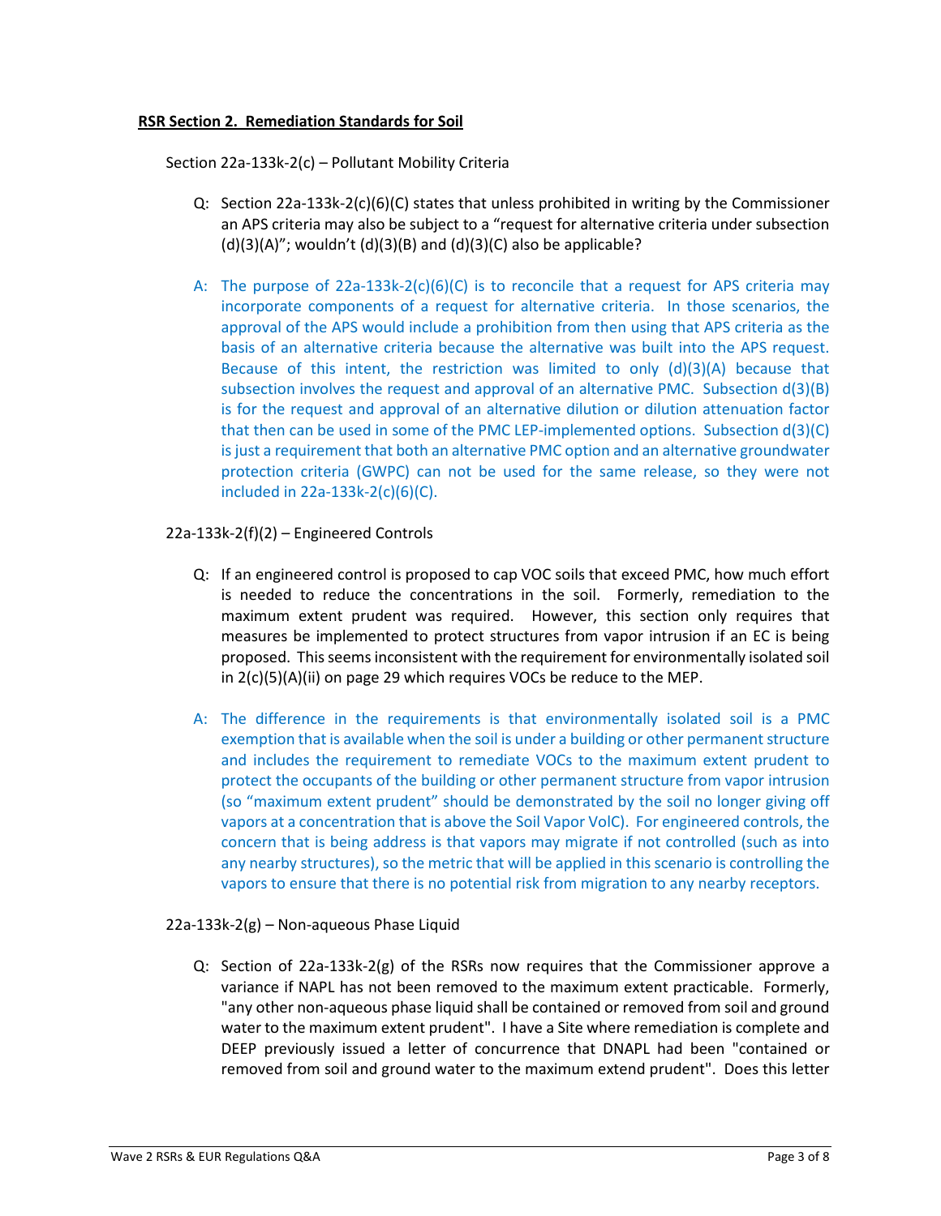**RSR Section 2. Remediation Standards for Soil**

Section 22a-133k-2(c) – Pollutant Mobility Criteria

Q: Section 22a-133k-2(c)(6)(C) states that unless prohibited in writing by the Commissioner an APS criteria may also be subject to a "request for alternative criteria under subsection (d)(3)(A)"; wouldn't (d)(3)(B) and (d)(3)(C) also be applicable?

A: The purpose of 22a-133k-2(c)(6)(C) is to reconcile that a request for APS criteria may incorporate components of a request for alternative criteria. In those scenarios, the approval of the APS would include a prohibition from then using that APS criteria as the basis of an alternative criteria because the alternative was built into the APS request. Because of this intent, the restriction was limited to only (d)(3)(A) because that subsection involves the request and approval of an alternative PMC. Subsection d(3)(B) is for the request and approval of an alternative dilution or dilution attenuation factor that then can be used in some of the PMC LEP-implemented options. Subsection d(3)(C) is just a requirement that both an alternative PMC option and an alternative groundwater protection criteria (GWPC) can not be used for the same release, so they were not included in 22a-133k-2(c)(6)(C).

22a-133k-2(f)(2) – Engineered Controls

Q: If an engineered control is proposed to cap VOC soils that exceed PMC, how much effort is needed to reduce the concentrations in the soil. Formerly, remediation to the maximum extent prudent was required. However, this section only requires that measures be implemented to protect structures from vapor intrusion if an EC is being proposed. This seems inconsistent with the requirement for environmentally isolated soil in 2(c)(5)(A)(ii) on page 29 which requires VOCs be reduce to the MEP.

A: The difference in the requirements is that environmentally isolated soil is a PMC exemption that is available when the soil is under a building or other permanent structure and includes the requirement to remediate VOCs to the maximum extent prudent to protect the occupants of the building or other permanent structure from vapor intrusion (so "maximum extent prudent" should be demonstrated by the soil no longer giving off vapors at a concentration that is above the Soil Vapor VolC). For engineered controls, the concern that is being address is that vapors may migrate if not controlled (such as into any nearby structures), so the metric that will be applied in this scenario is controlling the vapors to ensure that there is no potential risk from migration to any nearby receptors.

22a-133k-2(g) – Non-aqueous Phase Liquid

Q: Section of 22a-133k-2(g) of the RSRs now requires that the Commissioner approve a variance if NAPL has not been removed to the maximum extent practicable. Formerly, "any other non-aqueous phase liquid shall be contained or removed from soil and ground water to the maximum extent prudent". I have a Site where remediation is complete and DEEP previously issued a letter of concurrence that DNAPL had been "contained or removed from soil and ground water to the maximum extend prudent". Does this letter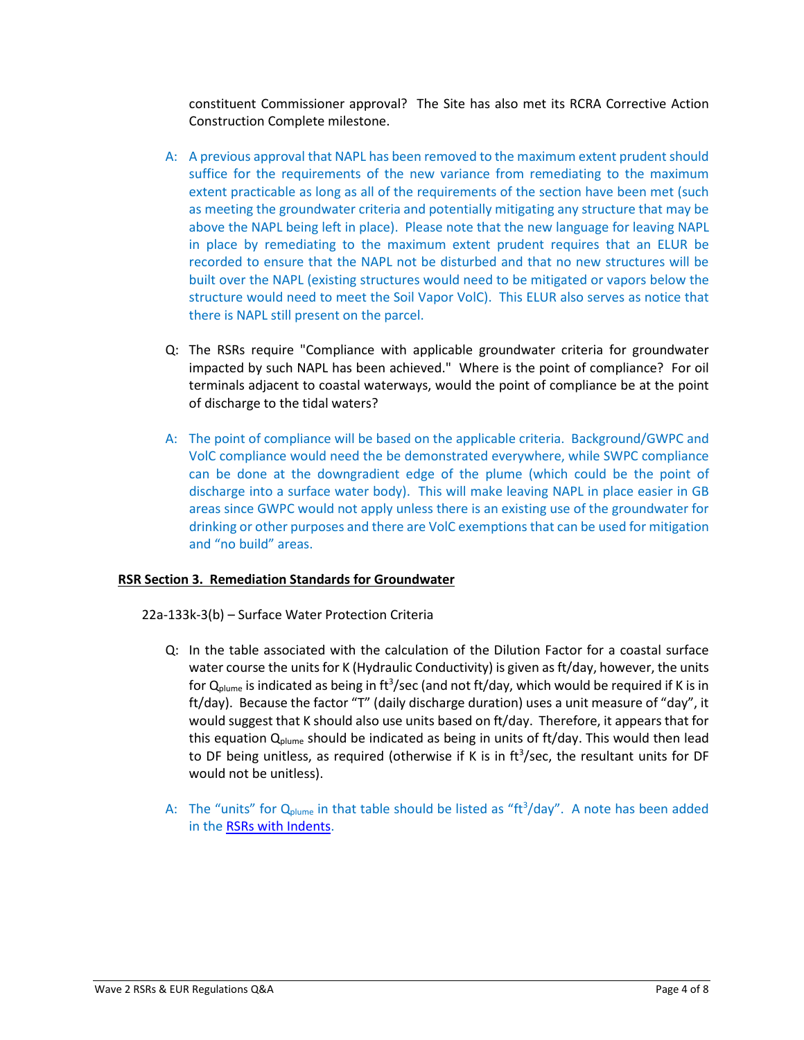constituent Commissioner approval? The Site has also met its RCRA Corrective Action Construction Complete milestone.

A: A previous approval that NAPL has been removed to the maximum extent prudent should suffice for the requirements of the new variance from remediating to the maximum extent practicable as long as all of the requirements of the section have been met (such as meeting the groundwater criteria and potentially mitigating any structure that may be above the NAPL being left in place). Please note that the new language for leaving NAPL in place by remediating to the maximum extent prudent requires that an ELUR be recorded to ensure that the NAPL not be disturbed and that no new structures will be built over the NAPL (existing structures would need to be mitigated or vapors below the structure would need to meet the Soil Vapor VolC). This ELUR also serves as notice that there is NAPL still present on the parcel.

Q: The RSRs require "Compliance with applicable groundwater criteria for groundwater impacted by such NAPL has been achieved." Where is the point of compliance? For oil terminals adjacent to coastal waterways, would the point of compliance be at the point of discharge to the tidal waters?

A: The point of compliance will be based on the applicable criteria. Background/GWPC and VolC compliance would need the be demonstrated everywhere, while SWPC compliance can be done at the downgradient edge of the plume (which could be the point of discharge into a surface water body). This will make leaving NAPL in place easier in GB areas since GWPC would not apply unless there is an existing use of the groundwater for drinking or other purposes and there are VolC exemptions that can be used for mitigation and "no build" areas.

## RSR Section 3. Remediation Standards for Groundwater

22a-133k-3(b) – Surface Water Protection Criteria

Q: In the table associated with the calculation of the Dilution Factor for a coastal surface water course the units for K (Hydraulic Conductivity) is given as ft/day, however, the units for $Q_{plume}$ is indicated as being in $ft^3/sec$ (and not ft/day, which would be required if K is in ft/day). Because the factor "T" (daily discharge duration) uses a unit measure of "day", it would suggest that K should also use units based on ft/day. Therefore, it appears that for this equation $Q_{plume}$ should be indicated as being in units of ft/day. This would then lead to DF being unitless, as required (otherwise if K is in $ft^3/sec$, the resultant units for DF would not be unitless).

A: The "units" for $Q_{plume}$ in that table should be listed as "$ft^3/day$". A note has been added in the [RSRs with Indents](RSRs with Indents).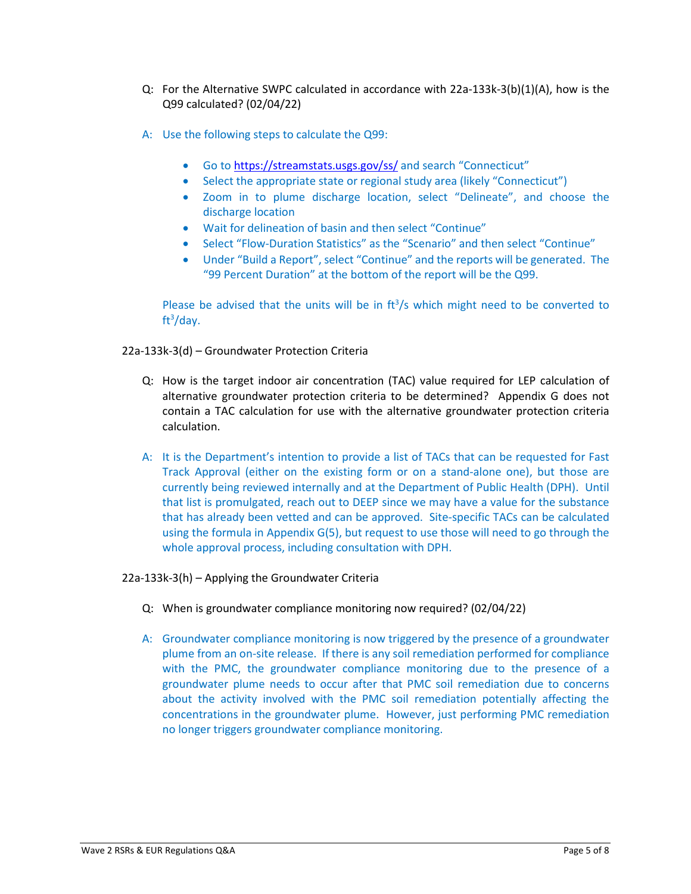Q: For the Alternative SWPC calculated in accordance with 22a-133k-3(b)(1)(A), how is the Q99 calculated? (02/04/22)

A: Use the following steps to calculate the Q99:

- Go to https://streamstats.usgs.gov/ss/ and search "Connecticut"
- Select the appropriate state or regional study area (likely "Connecticut")
- Zoom in to plume discharge location, select "Delineate", and choose the discharge location
- Wait for delineation of basin and then select "Continue"
- Select "Flow-Duration Statistics" as the "Scenario" and then select "Continue"
- Under "Build a Report", select "Continue" and the reports will be generated. The "99 Percent Duration" at the bottom of the report will be the Q99.

Please be advised that the units will be in $ft^3/s$ which might need to be converted to $ft^3/day$.

## 22a-133k-3(d) – Groundwater Protection Criteria

Q: How is the target indoor air concentration (TAC) value required for LEP calculation of alternative groundwater protection criteria to be determined? Appendix G does not contain a TAC calculation for use with the alternative groundwater protection criteria calculation.

A: It is the Department's intention to provide a list of TACs that can be requested for Fast Track Approval (either on the existing form or on a stand-alone one), but those are currently being reviewed internally and at the Department of Public Health (DPH). Until that list is promulgated, reach out to DEEP since we may have a value for the substance that has already been vetted and can be approved. Site-specific TACs can be calculated using the formula in Appendix G(5), but request to use those will need to go through the whole approval process, including consultation with DPH.

## 22a-133k-3(h) – Applying the Groundwater Criteria

Q: When is groundwater compliance monitoring now required? (02/04/22)

A: Groundwater compliance monitoring is now triggered by the presence of a groundwater plume from an on-site release. If there is any soil remediation performed for compliance with the PMC, the groundwater compliance monitoring due to the presence of a groundwater plume needs to occur after that PMC soil remediation due to concerns about the activity involved with the PMC soil remediation potentially affecting the concentrations in the groundwater plume. However, just performing PMC remediation no longer triggers groundwater compliance monitoring.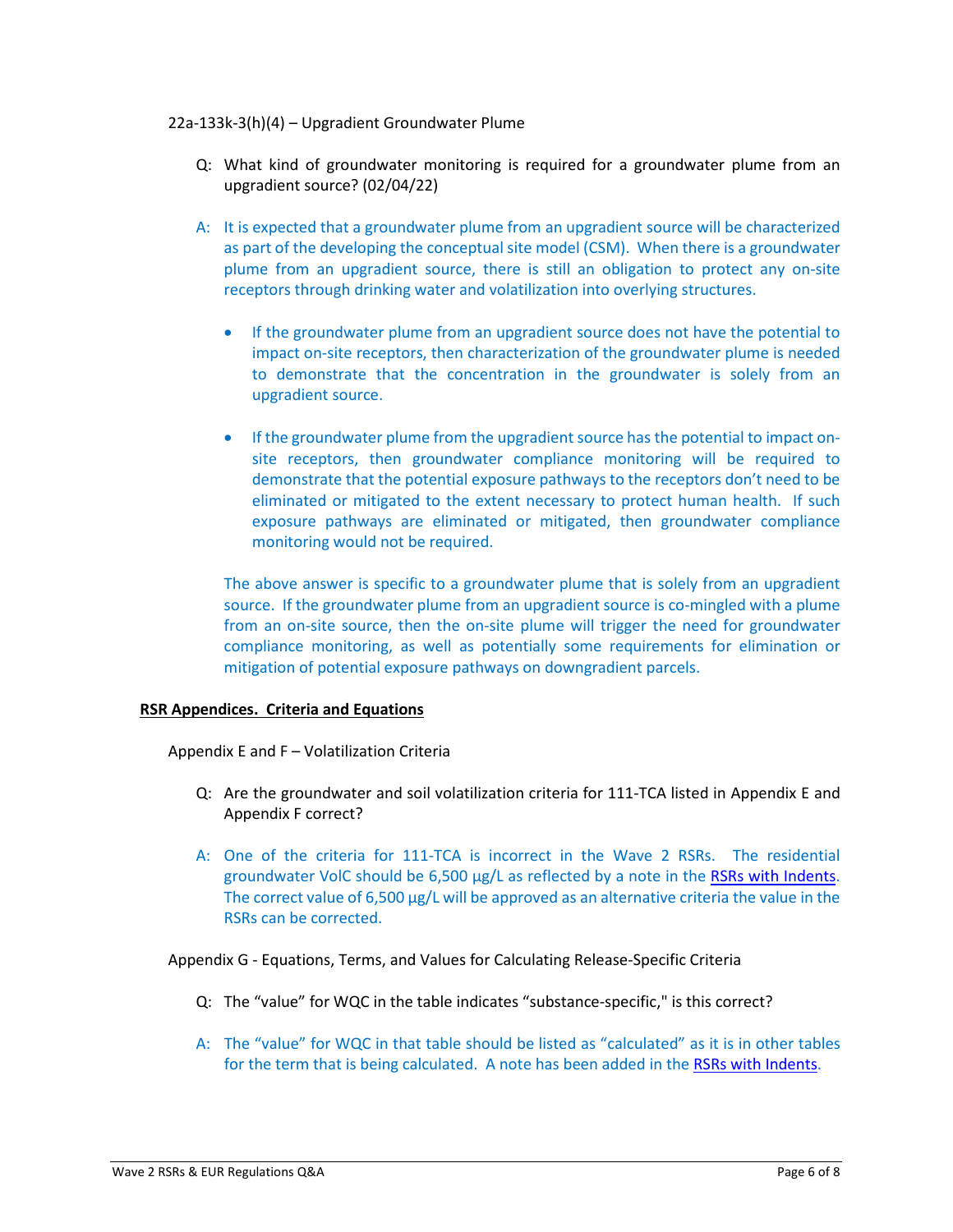22a-133k-3(h)(4) – Upgradient Groundwater Plume

Q: What kind of groundwater monitoring is required for a groundwater plume from an upgradient source? (02/04/22)

A: It is expected that a groundwater plume from an upgradient source will be characterized as part of the developing the conceptual site model (CSM). When there is a groundwater plume from an upgradient source, there is still an obligation to protect any on-site receptors through drinking water and volatilization into overlying structures.

- If the groundwater plume from an upgradient source does not have the potential to impact on-site receptors, then characterization of the groundwater plume is needed to demonstrate that the concentration in the groundwater is solely from an upgradient source.

- If the groundwater plume from the upgradient source has the potential to impact on-site receptors, then groundwater compliance monitoring will be required to demonstrate that the potential exposure pathways to the receptors don't need to be eliminated or mitigated to the extent necessary to protect human health. If such exposure pathways are eliminated or mitigated, then groundwater compliance monitoring would not be required.

The above answer is specific to a groundwater plume that is solely from an upgradient source. If the groundwater plume from an upgradient source is co-mingled with a plume from an on-site source, then the on-site plume will trigger the need for groundwater compliance monitoring, as well as potentially some requirements for elimination or mitigation of potential exposure pathways on downgradient parcels.

## **RSR Appendices. Criteria and Equations**

Appendix E and F – Volatilization Criteria

Q: Are the groundwater and soil volatilization criteria for 111-TCA listed in Appendix E and Appendix F correct?

A: One of the criteria for 111-TCA is incorrect in the Wave 2 RSRs. The residential groundwater VolC should be 6,500 µg/L as reflected by a note in the RSRs with Indents. The correct value of 6,500 µg/L will be approved as an alternative criteria the value in the RSRs can be corrected.

Appendix G - Equations, Terms, and Values for Calculating Release-Specific Criteria

Q: The "value" for WQC in the table indicates "substance-specific," is this correct?

A: The "value" for WQC in that table should be listed as "calculated" as it is in other tables for the term that is being calculated. A note has been added in the RSRs with Indents.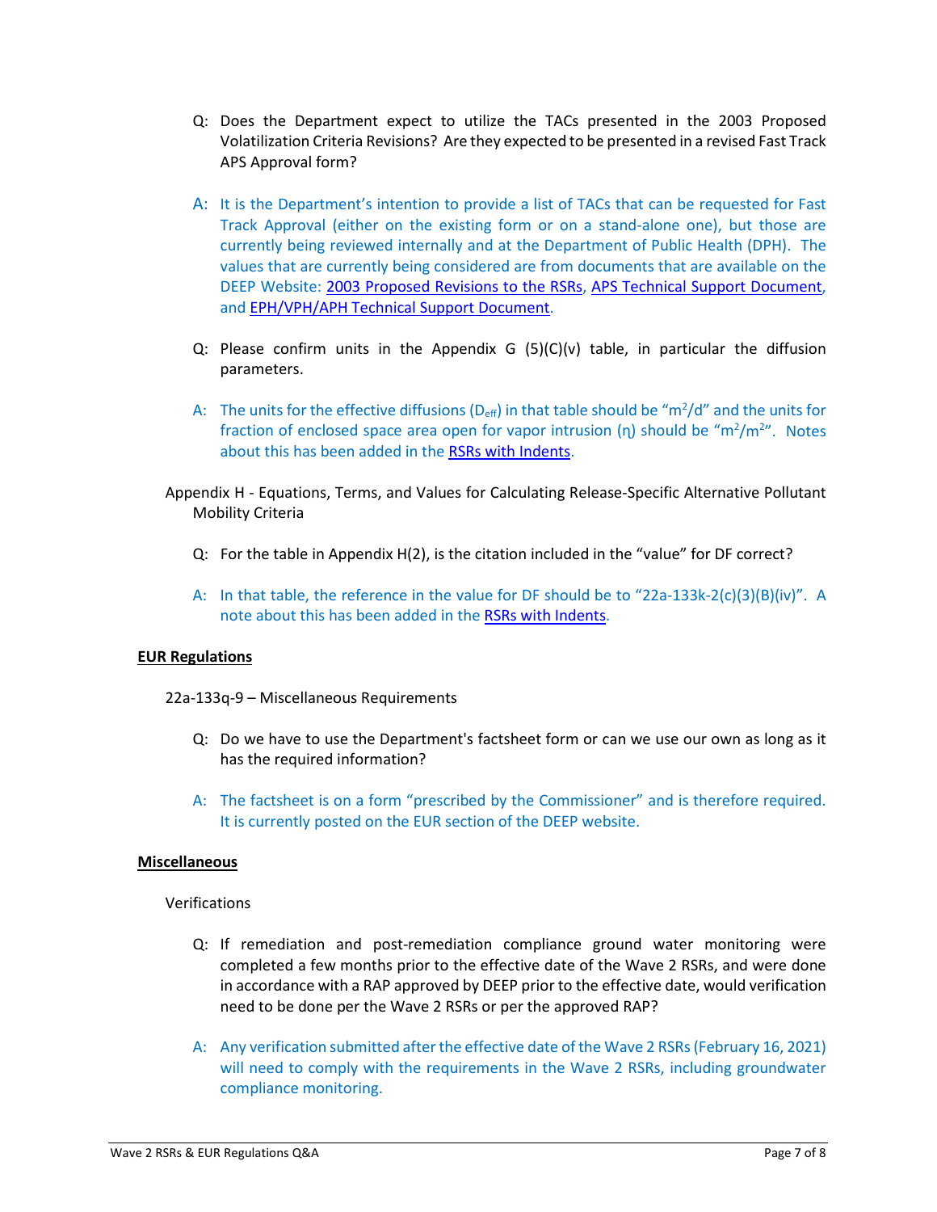Q: Does the Department expect to utilize the TACs presented in the 2003 Proposed Volatilization Criteria Revisions? Are they expected to be presented in a revised Fast Track APS Approval form?

A: It is the Department's intention to provide a list of TACs that can be requested for Fast Track Approval (either on the existing form or on a stand-alone one), but those are currently being reviewed internally and at the Department of Public Health (DPH). The values that are currently being considered are from documents that are available on the DEEP Website: [2003 Proposed Revisions to the RSRs](), [APS Technical Support Document](), and [EPH/VPH/APH Technical Support Document]().

Q: Please confirm units in the Appendix G (5)(C)(v) table, in particular the diffusion parameters.

A: The units for the effective diffusions ($D_{eff}$) in that table should be "$m^2/d$" and the units for fraction of enclosed space area open for vapor intrusion (η) should be "$m^2/m^2$". Notes about this has been added in the [RSRs with Indents]().

Appendix H - Equations, Terms, and Values for Calculating Release-Specific Alternative Pollutant Mobility Criteria

Q: For the table in Appendix H(2), is the citation included in the "value" for DF correct?

A: In that table, the reference in the value for DF should be to "22a-133k-2(c)(3)(B)(iv)". A note about this has been added in the [RSRs with Indents]().

**EUR Regulations**

22a-133q-9 – Miscellaneous Requirements

Q: Do we have to use the Department's factsheet form or can we use our own as long as it has the required information?

A: The factsheet is on a form "prescribed by the Commissioner" and is therefore required. It is currently posted on the EUR section of the DEEP website.

**Miscellaneous**

Verifications

Q: If remediation and post-remediation compliance ground water monitoring were completed a few months prior to the effective date of the Wave 2 RSRs, and were done in accordance with a RAP approved by DEEP prior to the effective date, would verification need to be done per the Wave 2 RSRs or per the approved RAP?

A: Any verification submitted after the effective date of the Wave 2 RSRs (February 16, 2021) will need to comply with the requirements in the Wave 2 RSRs, including groundwater compliance monitoring.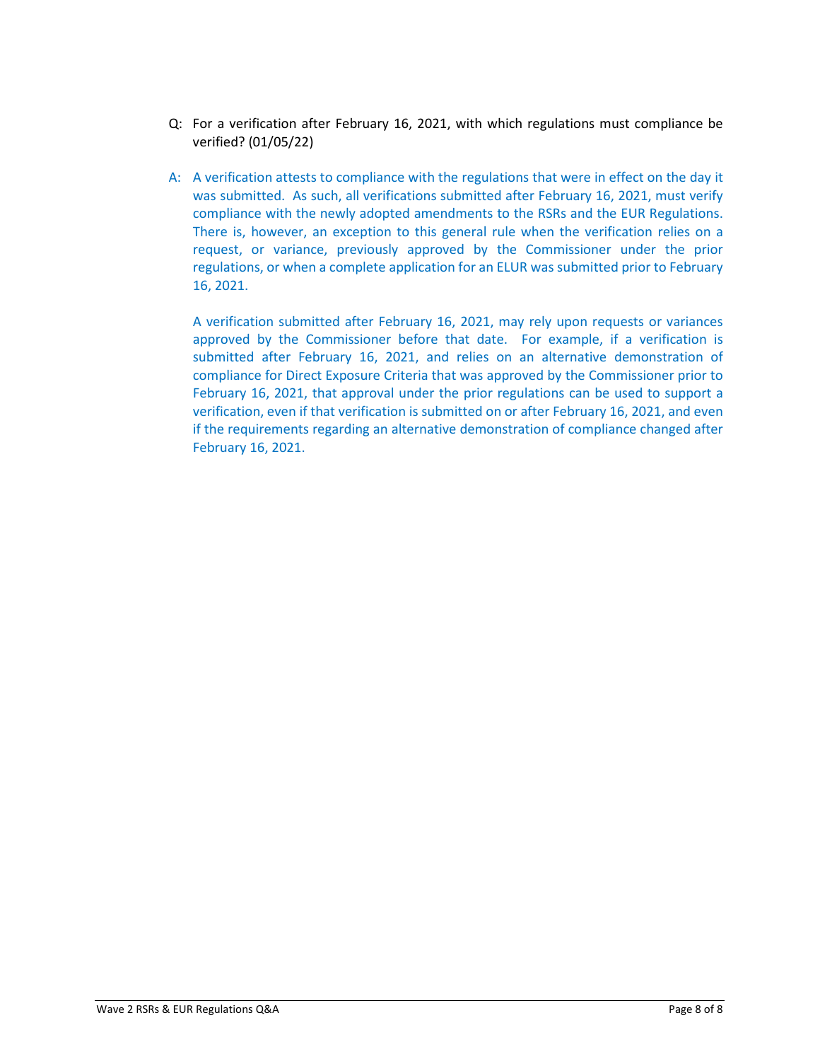Q: For a verification after February 16, 2021, with which regulations must compliance be verified? (01/05/22)

A: A verification attests to compliance with the regulations that were in effect on the day it was submitted. As such, all verifications submitted after February 16, 2021, must verify compliance with the newly adopted amendments to the RSRs and the EUR Regulations. There is, however, an exception to this general rule when the verification relies on a request, or variance, previously approved by the Commissioner under the prior regulations, or when a complete application for an ELUR was submitted prior to February 16, 2021.

A verification submitted after February 16, 2021, may rely upon requests or variances approved by the Commissioner before that date. For example, if a verification is submitted after February 16, 2021, and relies on an alternative demonstration of compliance for Direct Exposure Criteria that was approved by the Commissioner prior to February 16, 2021, that approval under the prior regulations can be used to support a verification, even if that verification is submitted on or after February 16, 2021, and even if the requirements regarding an alternative demonstration of compliance changed after February 16, 2021.